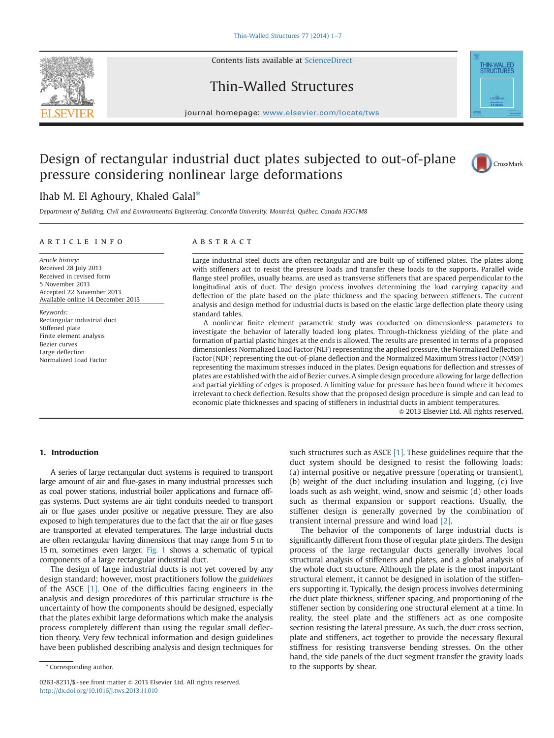# Design of rectangular industrial duct plates subjected to out-of-plane pressure considering nonlinear large deformations

Ihab M. El Aghoury, Khaled Galal*

*Department of Building, Civil and Environmental Engineering, Concordia University, Montréal, Québec, Canada H3G1M8*

## ARTICLE INFO

*Article history:*
Received 28 July 2013
Received in revised form
5 November 2013
Accepted 22 November 2013
Available online 14 December 2013

*Keywords:*
Rectangular industrial duct
Stiffened plate
Finite element analysis
Bezier curves
Large deflection
Normalized Load Factor

## ABSTRACT

Large industrial steel ducts are often rectangular and are built-up of stiffened plates. The plates along with stiffeners act to resist the pressure loads and transfer these loads to the supports. Parallel wide flange steel profiles, usually beams, are used as transverse stiffeners that are spaced perpendicular to the longitudinal axis of duct. The design process involves determining the load carrying capacity and deflection of the plate based on the plate thickness and the spacing between stiffeners. The current analysis and design method for industrial ducts is based on the elastic large deflection plate theory using standard tables.

A nonlinear finite element parametric study was conducted on dimensionless parameters to investigate the behavior of laterally loaded long plates. Through-thickness yielding of the plate and formation of partial plastic hinges at the ends is allowed. The results are presented in terms of a proposed dimensionless Normalized Load Factor (NLF) representing the applied pressure, the Normalized Deflection Factor (NDF) representing the out-of-plane deflection and the Normalized Maximum Stress Factor (NMSF) representing the maximum stresses induced in the plates. Design equations for deflection and stresses of plates are established with the aid of Bezier curves. A simple design procedure allowing for large deflection and partial yielding of edges is proposed. A limiting value for pressure has been found where it becomes irrelevant to check deflection. Results show that the proposed design procedure is simple and can lead to economic plate thicknesses and spacing of stiffeners in industrial ducts in ambient temperatures.

© 2013 Elsevier Ltd. All rights reserved.

## 1. Introduction

A series of large rectangular duct systems is required to transport large amount of air and flue-gases in many industrial processes such as coal power stations, industrial boiler applications and furnace off-gas systems. Duct systems are air tight conduits needed to transport air or flue gases under positive or negative pressure. They are also exposed to high temperatures due to the fact that the air or flue gases are transported at elevated temperatures. The large industrial ducts are often rectangular having dimensions that may range from 5 m to 15 m, sometimes even larger. Fig. 1 shows a schematic of typical components of a large rectangular industrial duct.

The design of large industrial ducts is not yet covered by any design standard; however, most practitioners follow the *guidelines* of the ASCE [1]. One of the difficulties facing engineers in the analysis and design procedures of this particular structure is the uncertainty of how the components should be designed, especially that the plates exhibit large deformations which make the analysis process completely different than using the regular small deflection theory. Very few technical information and design guidelines have been published describing analysis and design techniques for such structures such as ASCE [1]. These guidelines require that the duct system should be designed to resist the following loads: (a) internal positive or negative pressure (operating or transient), (b) weight of the duct including insulation and lugging, (c) live loads such as ash weight, wind, snow and seismic (d) other loads such as thermal expansion or support reactions. Usually, the stiffener design is generally governed by the combination of transient internal pressure and wind load [2].

The behavior of the components of large industrial ducts is significantly different from those of regular plate girders. The design process of the large rectangular ducts generally involves local structural analysis of stiffeners and plates, and a global analysis of the whole duct structure. Although the plate is the most important structural element, it cannot be designed in isolation of the stiffeners supporting it. Typically, the design process involves determining the duct plate thickness, stiffener spacing, and proportioning of the stiffener section by considering one structural element at a time. In reality, the steel plate and the stiffeners act as one composite section resisting the lateral pressure. As such, the duct cross section, plate and stiffeners, act together to provide the necessary flexural stiffness for resisting transverse bending stresses. On the other hand, the side panels of the duct segment transfer the gravity loads to the supports by shear.

* Corresponding author.

0263-8231/$ - see front matter © 2013 Elsevier Ltd. All rights reserved.
http://dx.doi.org/10.1016/j.tws.2013.11.010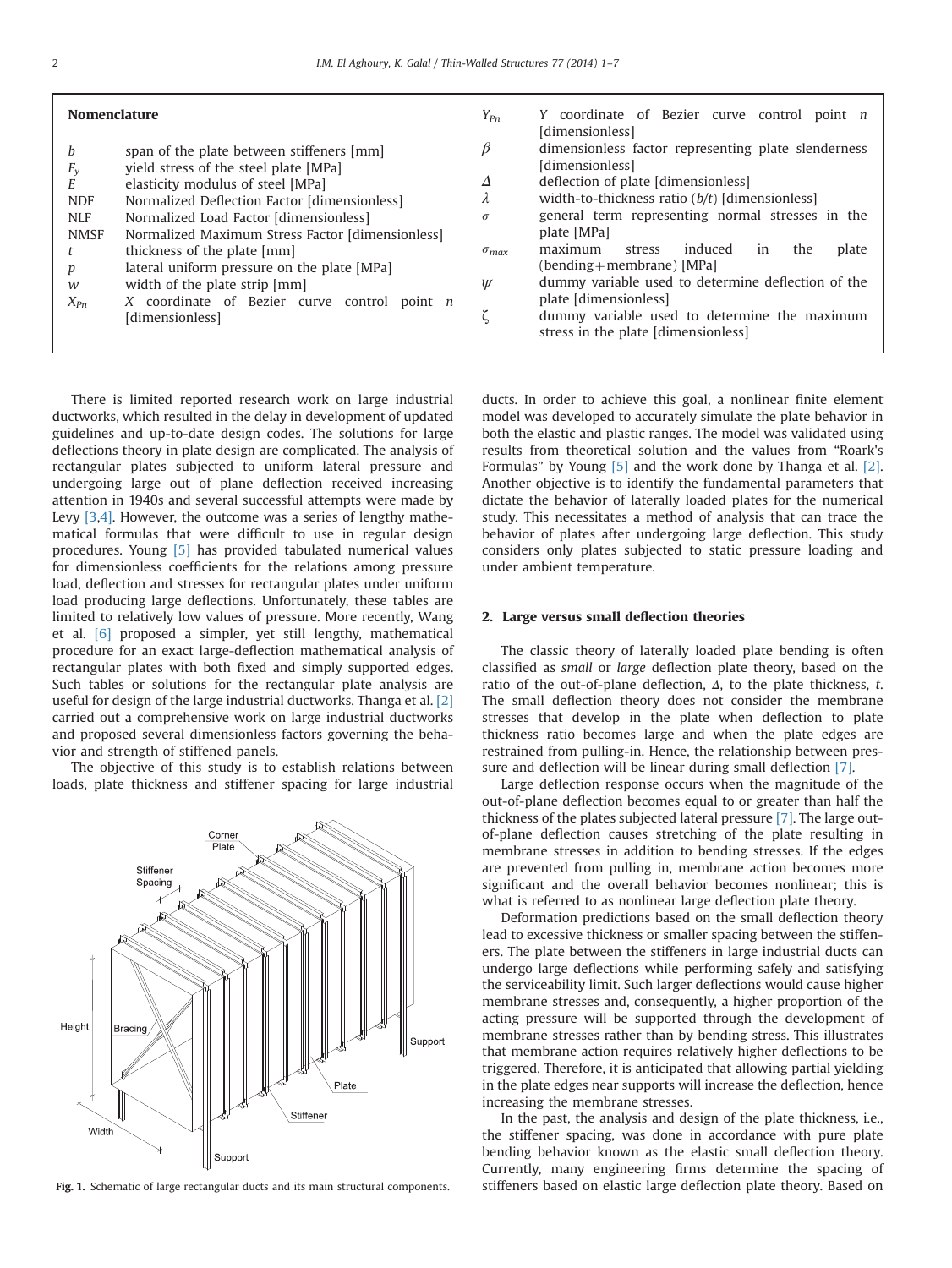## Nomenclature

| | |
|---|---|
| $b$ | span of the plate between stiffeners [mm] |
| $F_y$ | yield stress of the steel plate [MPa] |
| $E$ | elasticity modulus of steel [MPa] |
| NDF | Normalized Deflection Factor [dimensionless] |
| NLF | Normalized Load Factor [dimensionless] |
| NMSF | Normalized Maximum Stress Factor [dimensionless] |
| $t$ | thickness of the plate [mm] |
| $p$ | lateral uniform pressure on the plate [MPa] |
| $w$ | width of the plate strip [mm] |
| $X_{Pn}$ | X coordinate of Bezier curve control point n [dimensionless] |
| $Y_{Pn}$ | Y coordinate of Bezier curve control point n [dimensionless] |
| $\beta$ | dimensionless factor representing plate slenderness [dimensionless] |
| $\Delta$ | deflection of plate [dimensionless] |
| $\lambda$ | width-to-thickness ratio ($b/t$) [dimensionless] |
| $\sigma$ | general term representing normal stresses in the plate [MPa] |
| $\sigma_{max}$ | maximum stress induced in the plate (bending+membrane) [MPa] |
| $\psi$ | dummy variable used to determine deflection of the plate [dimensionless] |
| $\zeta$ | dummy variable used to determine the maximum stress in the plate [dimensionless] |

There is limited reported research work on large industrial ductworks, which resulted in the delay in development of updated guidelines and up-to-date design codes. The solutions for large deflections theory in plate design are complicated. The analysis of rectangular plates subjected to uniform lateral pressure and undergoing large out of plane deflection received increasing attention in 1940s and several successful attempts were made by Levy [3,4]. However, the outcome was a series of lengthy mathematical formulas that were difficult to use in regular design procedures. Young [5] has provided tabulated numerical values for dimensionless coefficients for the relations among pressure load, deflection and stresses for rectangular plates under uniform load producing large deflections. Unfortunately, these tables are limited to relatively low values of pressure. More recently, Wang et al. [6] proposed a simpler, yet still lengthy, mathematical procedure for an exact large-deflection mathematical analysis of rectangular plates with both fixed and simply supported edges. Such tables or solutions for the rectangular plate analysis are useful for design of the large industrial ductworks. Thanga et al. [2] carried out a comprehensive work on large industrial ductworks and proposed several dimensionless factors governing the behavior and strength of stiffened panels.

The objective of this study is to establish relations between loads, plate thickness and stiffener spacing for large industrial ducts. In order to achieve this goal, a nonlinear finite element model was developed to accurately simulate the plate behavior in both the elastic and plastic ranges. The model was validated using results from theoretical solution and the values from "Roark's Formulas" by Young [5] and the work done by Thanga et al. [2]. Another objective is to identify the fundamental parameters that dictate the behavior of laterally loaded plates for the numerical study. This necessitates a method of analysis that can trace the behavior of plates after undergoing large deflection. This study considers only plates subjected to static pressure loading and under ambient temperature.

**Fig. 1.** Schematic of large rectangular ducts and its main structural components.

## 2. Large versus small deflection theories

The classic theory of laterally loaded plate bending is often classified as *small* or *large* deflection plate theory, based on the ratio of the out-of-plane deflection, $\Delta$, to the plate thickness, $t$. The small deflection theory does not consider the membrane stresses that develop in the plate when deflection to plate thickness ratio becomes large and when the plate edges are restrained from pulling-in. Hence, the relationship between pressure and deflection will be linear during small deflection [7].

Large deflection response occurs when the magnitude of the out-of-plane deflection becomes equal to or greater than half the thickness of the plates subjected lateral pressure [7]. The large out-of-plane deflection causes stretching of the plate resulting in membrane stresses in addition to bending stresses. If the edges are prevented from pulling in, membrane action becomes more significant and the overall behavior becomes nonlinear; this is what is referred to as nonlinear large deflection plate theory.

Deformation predictions based on the small deflection theory lead to excessive thickness or smaller spacing between the stiffeners. The plate between the stiffeners in large industrial ducts can undergo large deflections while performing safely and satisfying the serviceability limit. Such larger deflections would cause higher membrane stresses and, consequently, a higher proportion of the acting pressure will be supported through the development of membrane stresses rather than by bending stress. This illustrates that membrane action requires relatively higher deflections to be triggered. Therefore, it is anticipated that allowing partial yielding in the plate edges near supports will increase the deflection, hence increasing the membrane stresses.

In the past, the analysis and design of the plate thickness, i.e., the stiffener spacing, was done in accordance with pure plate bending behavior known as the elastic small deflection theory. Currently, many engineering firms determine the spacing of stiffeners based on elastic large deflection plate theory. Based on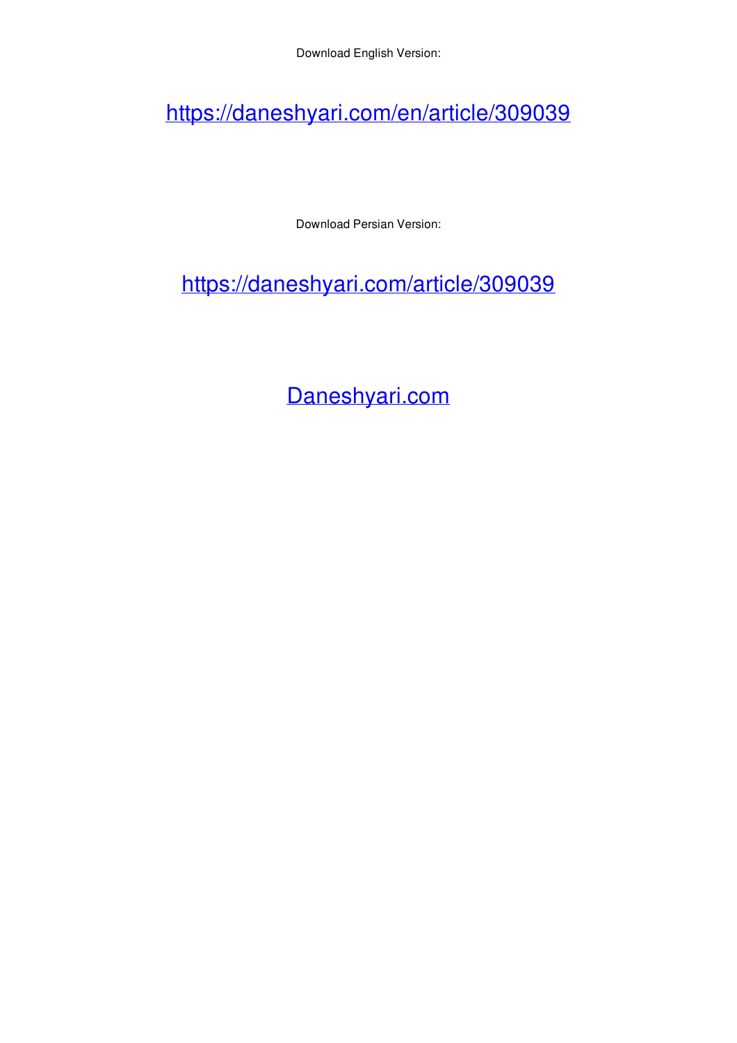Download English Version:

[https://daneshyari.com/en/article/309039](https://daneshyari.com/en/article/309039)

Download Persian Version:

[https://daneshyari.com/article/309039](https://daneshyari.com/article/309039)

[Daneshyari.com](https://daneshyari.com)